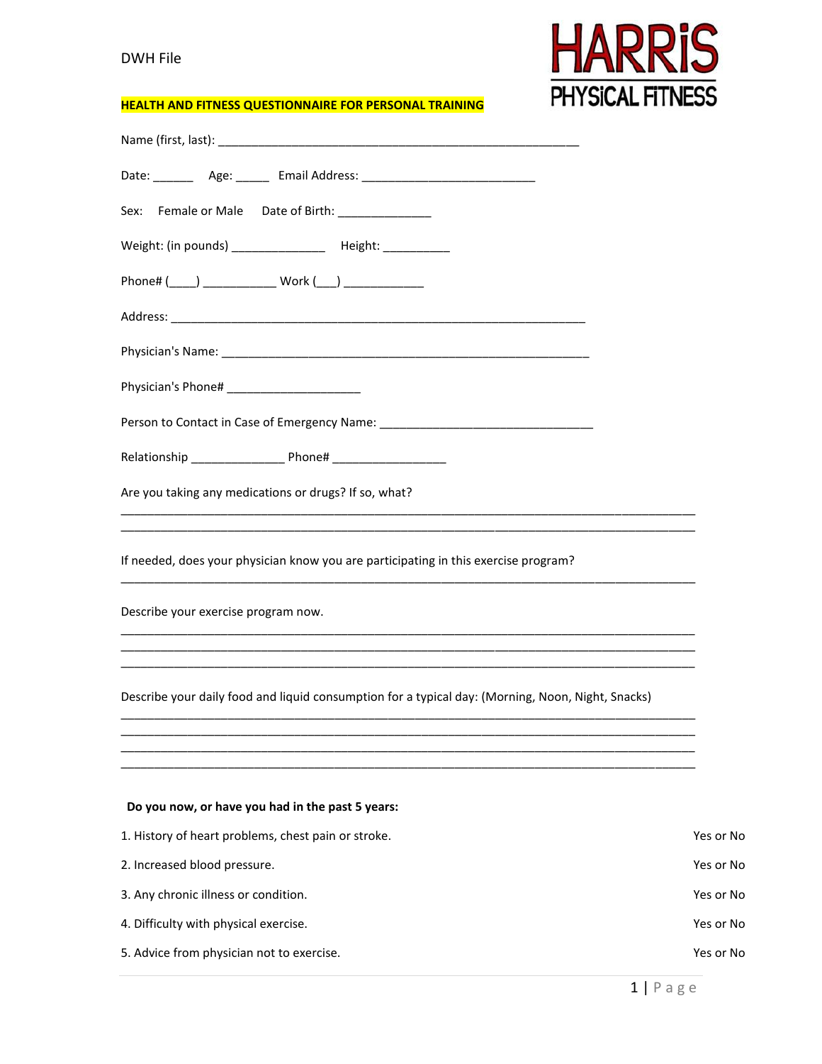DWH File

**HARRiS PHYSiCAL FiTNESS**

## HEALTH AND FITNESS QUESTIONNAIRE FOR PERSONAL TRAINING

Name (first, last): ____________________________________________________

Date: ______ Age: _____ Email Address: ___________________________

Sex: Female or Male Date of Birth: ______________

Weight: (in pounds) ______________ Height: __________

Phone# (____) ___________ Work (___) ____________

Address: _________________________________________________________________

Physician's Name: ________________________________________________________

Physician's Phone# ____________________

Person to Contact in Case of Emergency Name: _________________________________

Relationship ______________ Phone# _________________

Are you taking any medications or drugs? If so, what?

_________________________________________________________________________________________

_________________________________________________________________________________________

If needed, does your physician know you are participating in this exercise program?

_________________________________________________________________________________________

Describe your exercise program now.

_________________________________________________________________________________________

_________________________________________________________________________________________

_________________________________________________________________________________________

Describe your daily food and liquid consumption for a typical day: (Morning, Noon, Night, Snacks)

_________________________________________________________________________________________

_________________________________________________________________________________________

_________________________________________________________________________________________

_________________________________________________________________________________________

**Do you now, or have you had in the past 5 years:**

1. History of heart problems, chest pain or stroke. Yes or No
2. Increased blood pressure. Yes or No
3. Any chronic illness or condition. Yes or No
4. Difficulty with physical exercise. Yes or No
5. Advice from physician not to exercise. Yes or No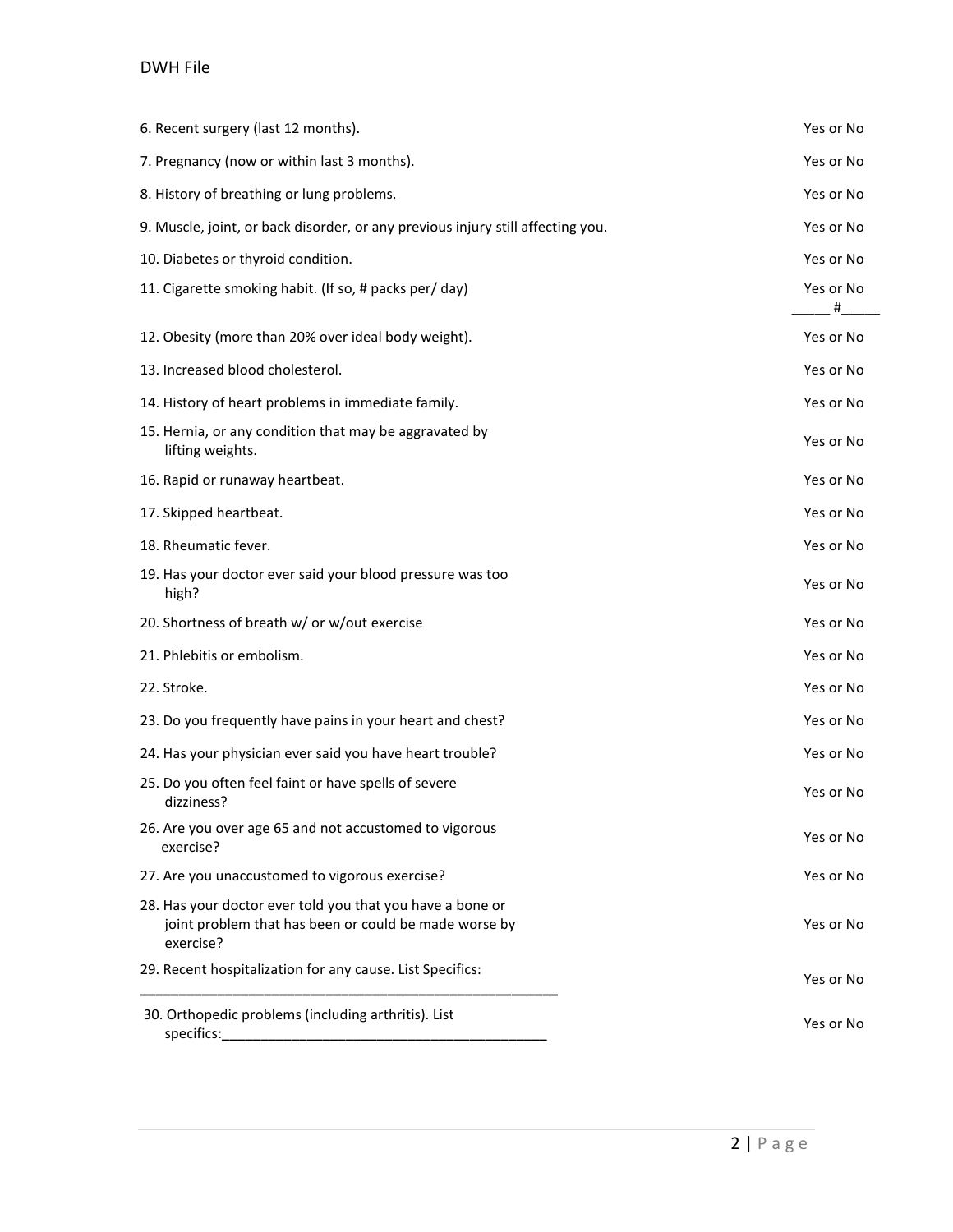| | |
|---|---|
| 6. Recent surgery (last 12 months). | Yes or No |
| 7. Pregnancy (now or within last 3 months). | Yes or No |
| 8. History of breathing or lung problems. | Yes or No |
| 9. Muscle, joint, or back disorder, or any previous injury still affecting you. | Yes or No |
| 10. Diabetes or thyroid condition. | Yes or No |
| 11. Cigarette smoking habit. (If so, # packs per/ day) | Yes or No _____ #_____ |
| 12. Obesity (more than 20% over ideal body weight). | Yes or No |
| 13. Increased blood cholesterol. | Yes or No |
| 14. History of heart problems in immediate family. | Yes or No |
| 15. Hernia, or any condition that may be aggravated by lifting weights. | Yes or No |
| 16. Rapid or runaway heartbeat. | Yes or No |
| 17. Skipped heartbeat. | Yes or No |
| 18. Rheumatic fever. | Yes or No |
| 19. Has your doctor ever said your blood pressure was too high? | Yes or No |
| 20. Shortness of breath w/ or w/out exercise | Yes or No |
| 21. Phlebitis or embolism. | Yes or No |
| 22. Stroke. | Yes or No |
| 23. Do you frequently have pains in your heart and chest? | Yes or No |
| 24. Has your physician ever said you have heart trouble? | Yes or No |
| 25. Do you often feel faint or have spells of severe dizziness? | Yes or No |
| 26. Are you over age 65 and not accustomed to vigorous exercise? | Yes or No |
| 27. Are you unaccustomed to vigorous exercise? | Yes or No |
| 28. Has your doctor ever told you that you have a bone or joint problem that has been or could be made worse by exercise? | Yes or No |
| 29. Recent hospitalization for any cause. List Specifics: ______________________________________________ | Yes or No |
| 30. Orthopedic problems (including arthritis). List specifics:________________________________________ | Yes or No |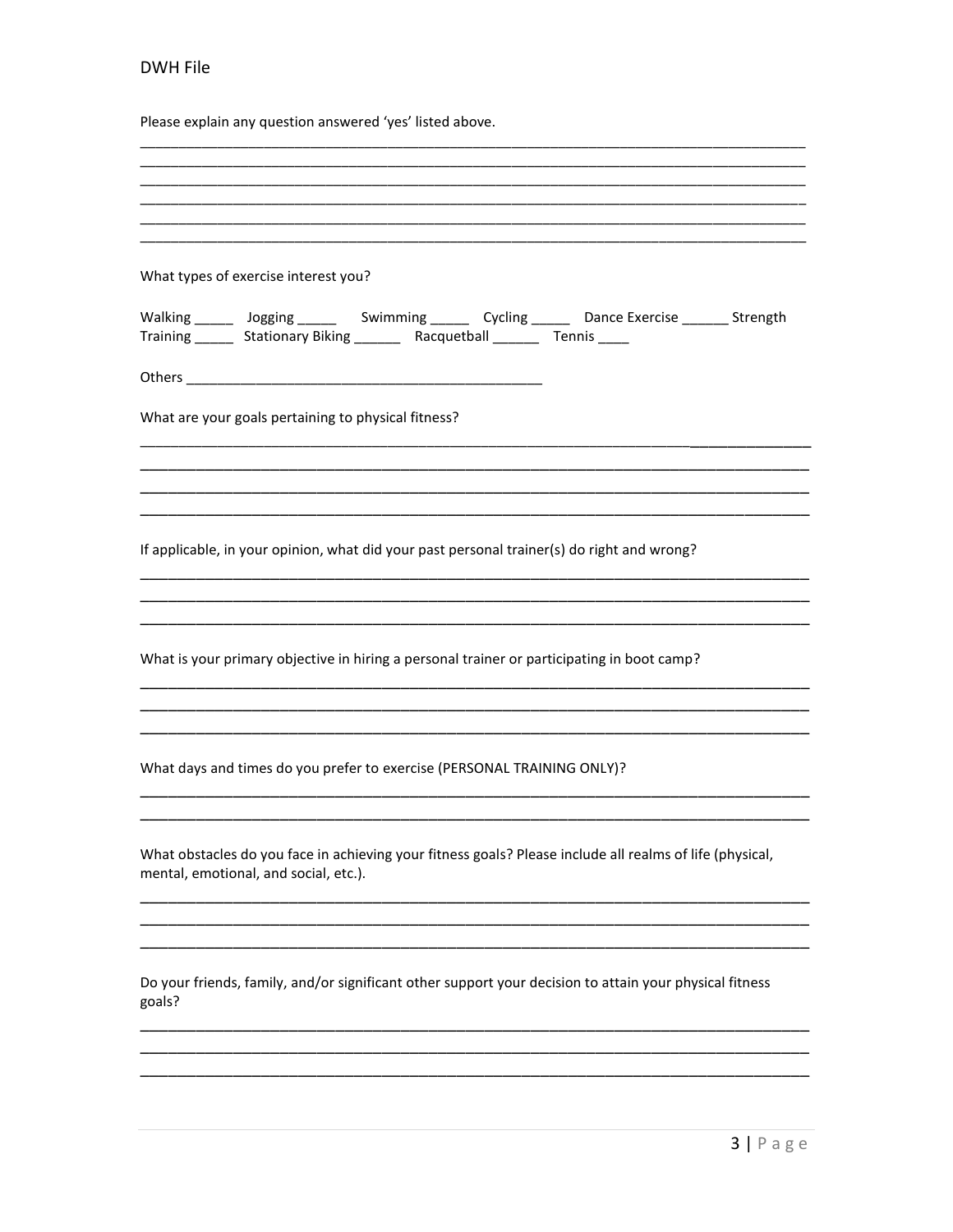Please explain any question answered 'yes' listed above.

______________________________________________________________________________________
______________________________________________________________________________________
______________________________________________________________________________________
______________________________________________________________________________________
______________________________________________________________________________________
______________________________________________________________________________________

What types of exercise interest you?

Walking _____ Jogging _____ Swimming _____ Cycling _____ Dance Exercise ______ Strength Training _____ Stationary Biking ______ Racquetball ______ Tennis ____

Others _____________________________________________

What are your goals pertaining to physical fitness?

______________________________________________________________________________________
______________________________________________________________________________________
______________________________________________________________________________________
______________________________________________________________________________________

If applicable, in your opinion, what did your past personal trainer(s) do right and wrong?

______________________________________________________________________________________
______________________________________________________________________________________
______________________________________________________________________________________

What is your primary objective in hiring a personal trainer or participating in boot camp?

______________________________________________________________________________________
______________________________________________________________________________________
______________________________________________________________________________________

What days and times do you prefer to exercise (PERSONAL TRAINING ONLY)?

______________________________________________________________________________________
______________________________________________________________________________________

What obstacles do you face in achieving your fitness goals? Please include all realms of life (physical, mental, emotional, and social, etc.).

______________________________________________________________________________________
______________________________________________________________________________________
______________________________________________________________________________________

Do your friends, family, and/or significant other support your decision to attain your physical fitness goals?

______________________________________________________________________________________
______________________________________________________________________________________
______________________________________________________________________________________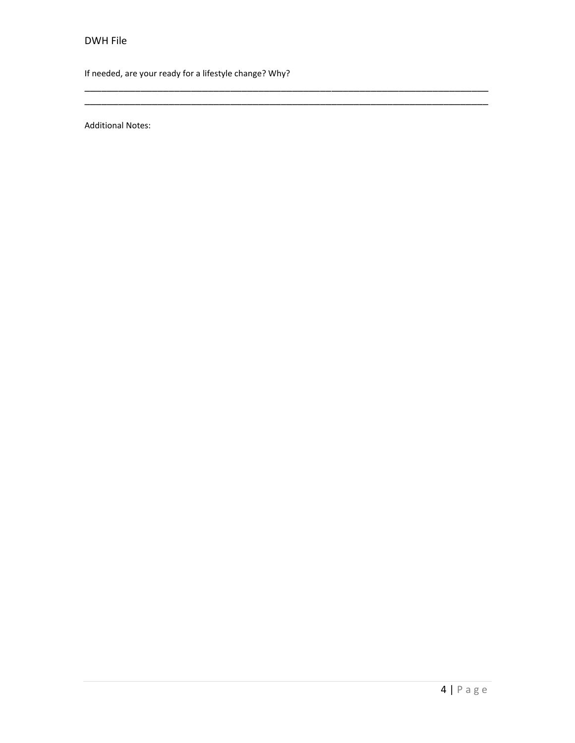If needed, are your ready for a lifestyle change? Why?

\_\_\_\_\_\_\_\_\_\_\_\_\_\_\_\_\_\_\_\_\_\_\_\_\_\_\_\_\_\_\_\_\_\_\_\_\_\_\_\_\_\_\_\_\_\_\_\_\_\_\_\_\_\_\_\_\_\_\_\_\_\_\_\_\_\_\_\_\_\_\_\_\_\_\_\_\_\_\_\_\_\_\_\_\_\_

\_\_\_\_\_\_\_\_\_\_\_\_\_\_\_\_\_\_\_\_\_\_\_\_\_\_\_\_\_\_\_\_\_\_\_\_\_\_\_\_\_\_\_\_\_\_\_\_\_\_\_\_\_\_\_\_\_\_\_\_\_\_\_\_\_\_\_\_\_\_\_\_\_\_\_\_\_\_\_\_\_\_\_\_\_\_

Additional Notes: